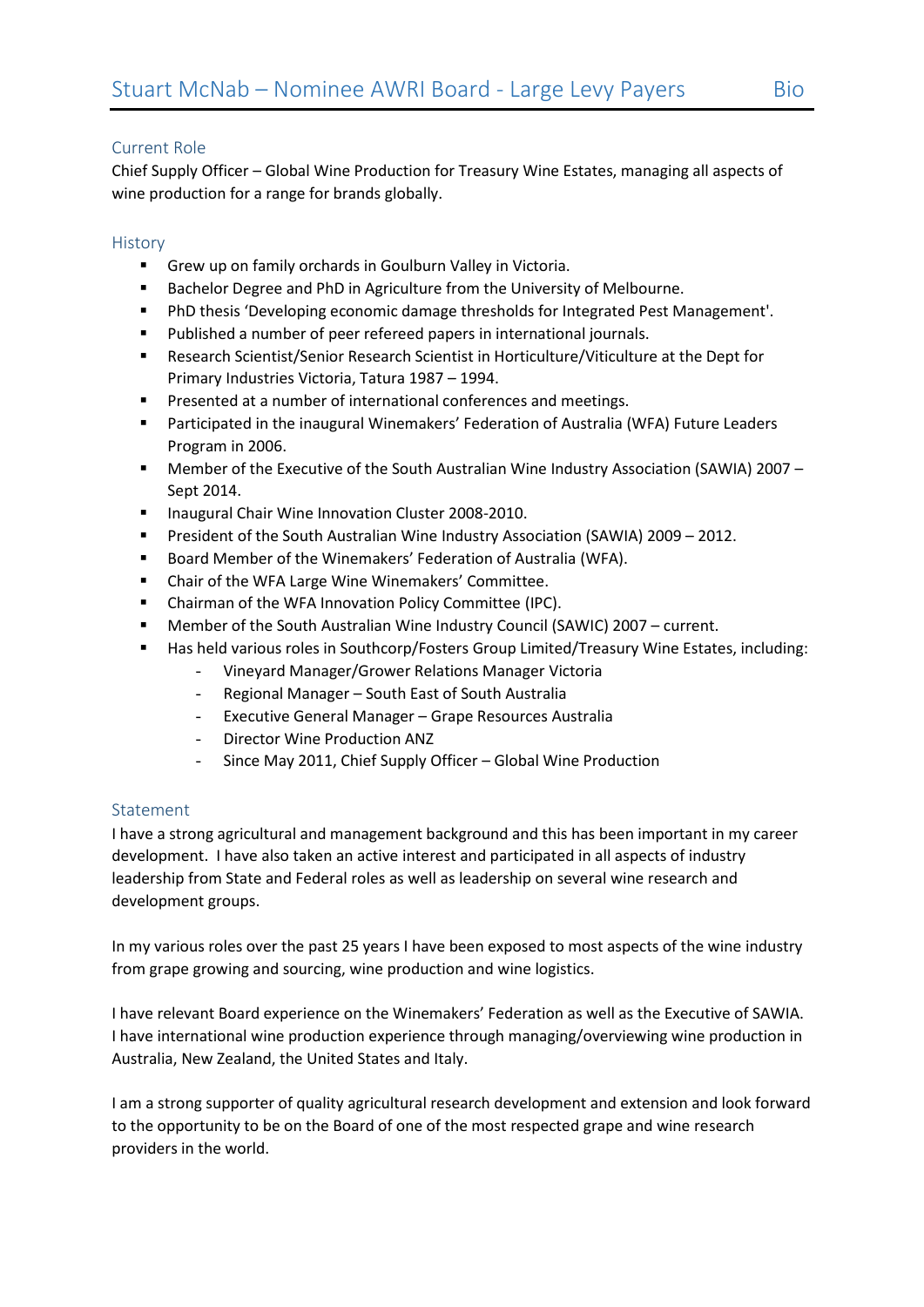# Stuart McNab – Nominee AWRI Board - Large Levy Payers Bio

## Current Role

Chief Supply Officer – Global Wine Production for Treasury Wine Estates, managing all aspects of wine production for a range for brands globally.

## History

- Grew up on family orchards in Goulburn Valley in Victoria.
- Bachelor Degree and PhD in Agriculture from the University of Melbourne.
- PhD thesis 'Developing economic damage thresholds for Integrated Pest Management'.
- Published a number of peer refereed papers in international journals.
- Research Scientist/Senior Research Scientist in Horticulture/Viticulture at the Dept for Primary Industries Victoria, Tatura 1987 – 1994.
- Presented at a number of international conferences and meetings.
- Participated in the inaugural Winemakers' Federation of Australia (WFA) Future Leaders Program in 2006.
- Member of the Executive of the South Australian Wine Industry Association (SAWIA) 2007 – Sept 2014.
- Inaugural Chair Wine Innovation Cluster 2008-2010.
- President of the South Australian Wine Industry Association (SAWIA) 2009 – 2012.
- Board Member of the Winemakers' Federation of Australia (WFA).
- Chair of the WFA Large Wine Winemakers' Committee.
- Chairman of the WFA Innovation Policy Committee (IPC).
- Member of the South Australian Wine Industry Council (SAWIC) 2007 – current.
- Has held various roles in Southcorp/Fosters Group Limited/Treasury Wine Estates, including:
    - Vineyard Manager/Grower Relations Manager Victoria
    - Regional Manager – South East of South Australia
    - Executive General Manager – Grape Resources Australia
    - Director Wine Production ANZ
    - Since May 2011, Chief Supply Officer – Global Wine Production

## Statement

I have a strong agricultural and management background and this has been important in my career development. I have also taken an active interest and participated in all aspects of industry leadership from State and Federal roles as well as leadership on several wine research and development groups.

In my various roles over the past 25 years I have been exposed to most aspects of the wine industry from grape growing and sourcing, wine production and wine logistics.

I have relevant Board experience on the Winemakers' Federation as well as the Executive of SAWIA. I have international wine production experience through managing/overviewing wine production in Australia, New Zealand, the United States and Italy.

I am a strong supporter of quality agricultural research development and extension and look forward to the opportunity to be on the Board of one of the most respected grape and wine research providers in the world.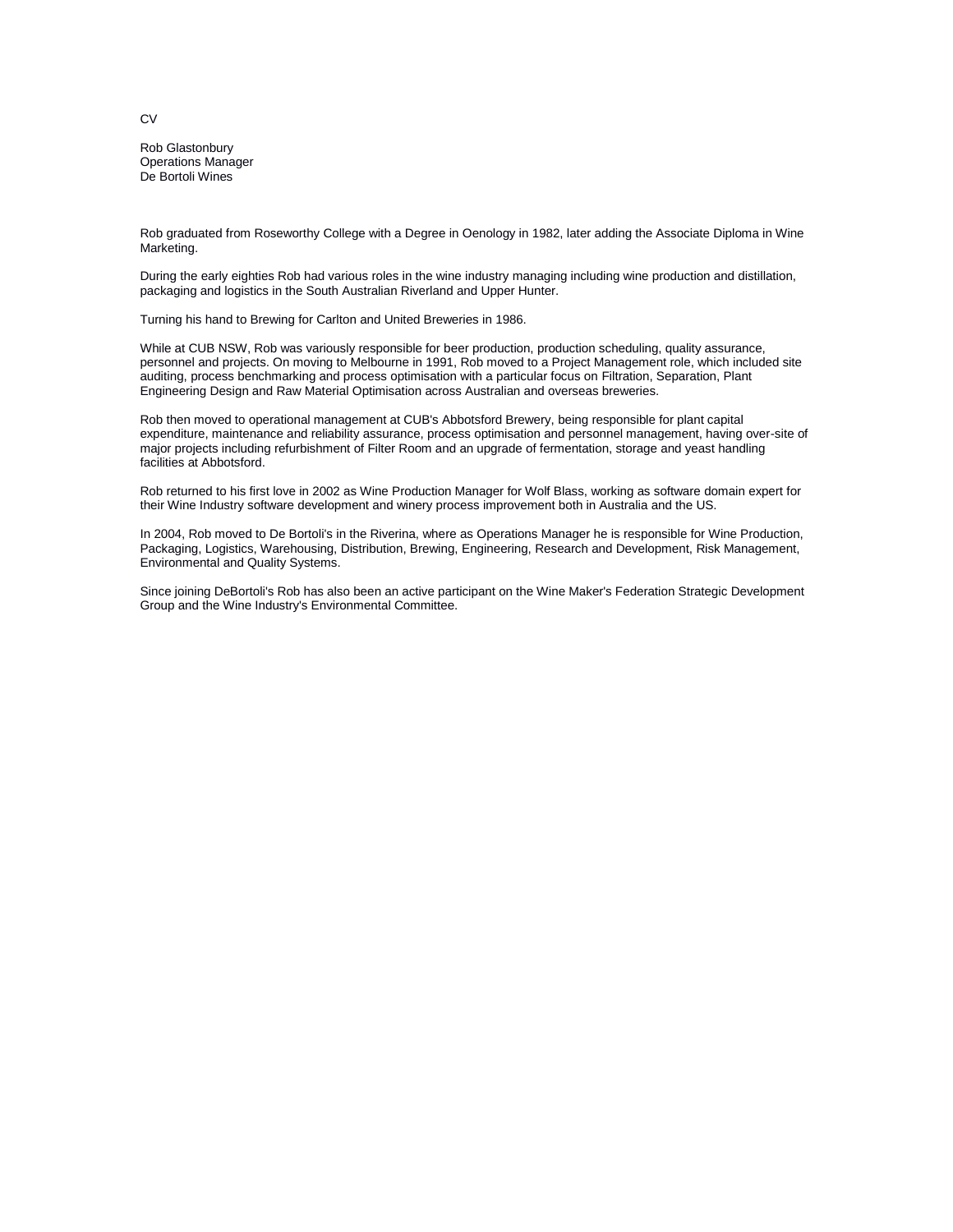CV

Rob Glastonbury
Operations Manager
De Bortoli Wines

Rob graduated from Roseworthy College with a Degree in Oenology in 1982, later adding the Associate Diploma in Wine Marketing.

During the early eighties Rob had various roles in the wine industry managing including wine production and distillation, packaging and logistics in the South Australian Riverland and Upper Hunter.

Turning his hand to Brewing for Carlton and United Breweries in 1986.

While at CUB NSW, Rob was variously responsible for beer production, production scheduling, quality assurance, personnel and projects. On moving to Melbourne in 1991, Rob moved to a Project Management role, which included site auditing, process benchmarking and process optimisation with a particular focus on Filtration, Separation, Plant Engineering Design and Raw Material Optimisation across Australian and overseas breweries.

Rob then moved to operational management at CUB's Abbotsford Brewery, being responsible for plant capital expenditure, maintenance and reliability assurance, process optimisation and personnel management, having over-site of major projects including refurbishment of Filter Room and an upgrade of fermentation, storage and yeast handling facilities at Abbotsford.

Rob returned to his first love in 2002 as Wine Production Manager for Wolf Blass, working as software domain expert for their Wine Industry software development and winery process improvement both in Australia and the US.

In 2004, Rob moved to De Bortoli's in the Riverina, where as Operations Manager he is responsible for Wine Production, Packaging, Logistics, Warehousing, Distribution, Brewing, Engineering, Research and Development, Risk Management, Environmental and Quality Systems.

Since joining DeBortoli's Rob has also been an active participant on the Wine Maker's Federation Strategic Development Group and the Wine Industry's Environmental Committee.